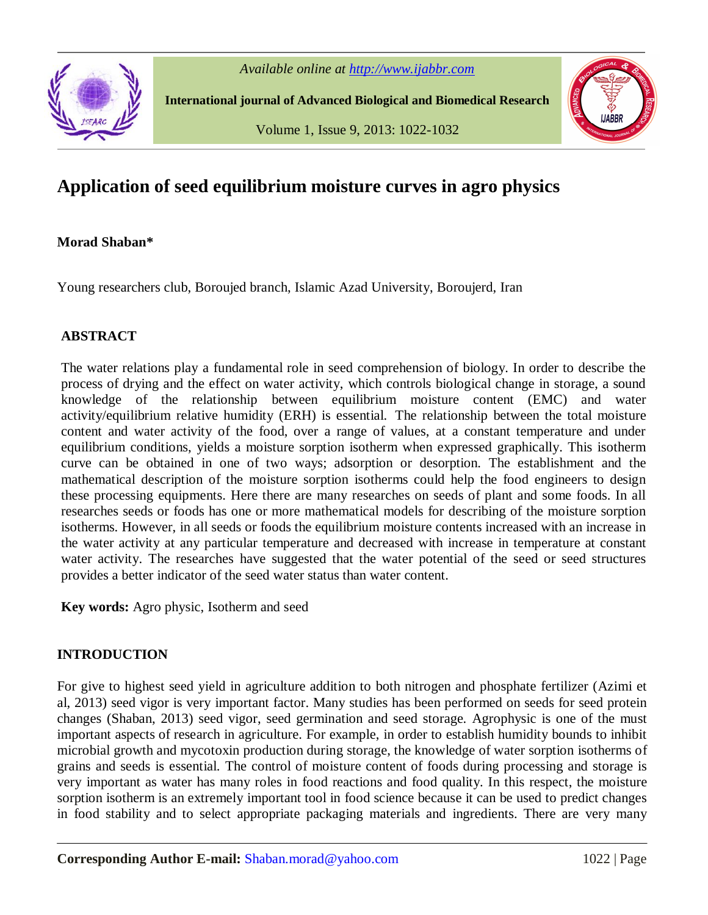# Application of seed equilibrium moisture curves in agro physics

**Morad Shaban***

Young researchers club, Boroujed branch, Islamic Azad University, Boroujerd, Iran

## ABSTRACT

The water relations play a fundamental role in seed comprehension of biology. In order to describe the process of drying and the effect on water activity, which controls biological change in storage, a sound knowledge of the relationship between equilibrium moisture content (EMC) and water activity/equilibrium relative humidity (ERH) is essential. The relationship between the total moisture content and water activity of the food, over a range of values, at a constant temperature and under equilibrium conditions, yields a moisture sorption isotherm when expressed graphically. This isotherm curve can be obtained in one of two ways; adsorption or desorption. The establishment and the mathematical description of the moisture sorption isotherms could help the food engineers to design these processing equipments. Here there are many researches on seeds of plant and some foods. In all researches seeds or foods has one or more mathematical models for describing of the moisture sorption isotherms. However, in all seeds or foods the equilibrium moisture contents increased with an increase in the water activity at any particular temperature and decreased with increase in temperature at constant water activity. The researches have suggested that the water potential of the seed or seed structures provides a better indicator of the seed water status than water content.

**Key words:** Agro physic, Isotherm and seed

## INTRODUCTION

For give to highest seed yield in agriculture addition to both nitrogen and phosphate fertilizer (Azimi et al, 2013) seed vigor is very important factor. Many studies has been performed on seeds for seed protein changes (Shaban, 2013) seed vigor, seed germination and seed storage. Agrophysic is one of the must important aspects of research in agriculture. For example, in order to establish humidity bounds to inhibit microbial growth and mycotoxin production during storage, the knowledge of water sorption isotherms of grains and seeds is essential. The control of moisture content of foods during processing and storage is very important as water has many roles in food reactions and food quality. In this respect, the moisture sorption isotherm is an extremely important tool in food science because it can be used to predict changes in food stability and to select appropriate packaging materials and ingredients. There are very many

**Corresponding Author E-mail:** Shaban.morad@yahoo.com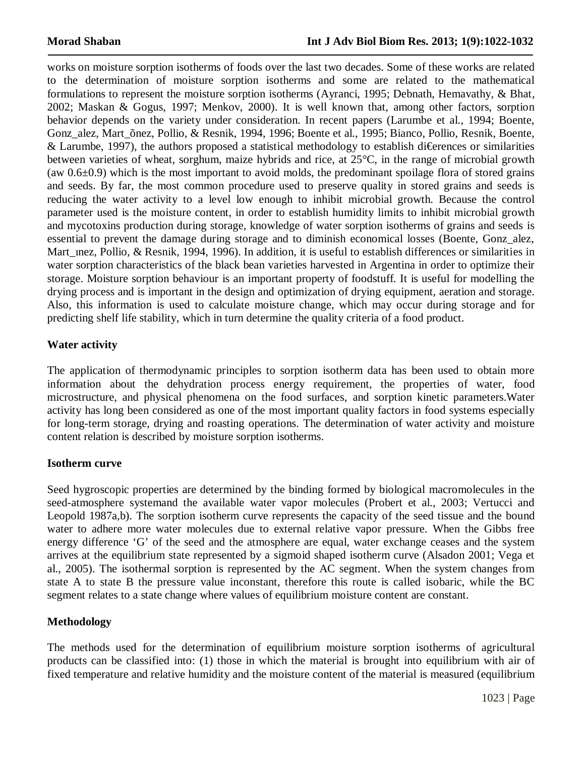works on moisture sorption isotherms of foods over the last two decades. Some of these works are related to the determination of moisture sorption isotherms and some are related to the mathematical formulations to represent the moisture sorption isotherms (Ayranci, 1995; Debnath, Hemavathy, & Bhat, 2002; Maskan & Gogus, 1997; Menkov, 2000). It is well known that, among other factors, sorption behavior depends on the variety under consideration. In recent papers (Larumbe et al., 1994; Boente, Gonz_alez, Mart_õnez, Pollio, & Resnik, 1994, 1996; Boente et al., 1995; Bianco, Pollio, Resnik, Boente, & Larumbe, 1997), the authors proposed a statistical methodology to establish di€erences or similarities between varieties of wheat, sorghum, maize hybrids and rice, at 25°C, in the range of microbial growth (aw 0.6±0.9) which is the most important to avoid molds, the predominant spoilage flora of stored grains and seeds. By far, the most common procedure used to preserve quality in stored grains and seeds is reducing the water activity to a level low enough to inhibit microbial growth. Because the control parameter used is the moisture content, in order to establish humidity limits to inhibit microbial growth and mycotoxins production during storage, knowledge of water sorption isotherms of grains and seeds is essential to prevent the damage during storage and to diminish economical losses (Boente, Gonz_alez, Mart_ınez, Pollio, & Resnik, 1994, 1996). In addition, it is useful to establish differences or similarities in water sorption characteristics of the black bean varieties harvested in Argentina in order to optimize their storage. Moisture sorption behaviour is an important property of foodstuff. It is useful for modelling the drying process and is important in the design and optimization of drying equipment, aeration and storage. Also, this information is used to calculate moisture change, which may occur during storage and for predicting shelf life stability, which in turn determine the quality criteria of a food product.

## Water activity

The application of thermodynamic principles to sorption isotherm data has been used to obtain more information about the dehydration process energy requirement, the properties of water, food microstructure, and physical phenomena on the food surfaces, and sorption kinetic parameters.Water activity has long been considered as one of the most important quality factors in food systems especially for long-term storage, drying and roasting operations. The determination of water activity and moisture content relation is described by moisture sorption isotherms.

## Isotherm curve

Seed hygroscopic properties are determined by the binding formed by biological macromolecules in the seed-atmosphere systemand the available water vapor molecules (Probert et al., 2003; Vertucci and Leopold 1987a,b). The sorption isotherm curve represents the capacity of the seed tissue and the bound water to adhere more water molecules due to external relative vapor pressure. When the Gibbs free energy difference 'G' of the seed and the atmosphere are equal, water exchange ceases and the system arrives at the equilibrium state represented by a sigmoid shaped isotherm curve (Alsadon 2001; Vega et al., 2005). The isothermal sorption is represented by the AC segment. When the system changes from state A to state B the pressure value inconstant, therefore this route is called isobaric, while the BC segment relates to a state change where values of equilibrium moisture content are constant.

## Methodology

The methods used for the determination of equilibrium moisture sorption isotherms of agricultural products can be classified into: (1) those in which the material is brought into equilibrium with air of fixed temperature and relative humidity and the moisture content of the material is measured (equilibrium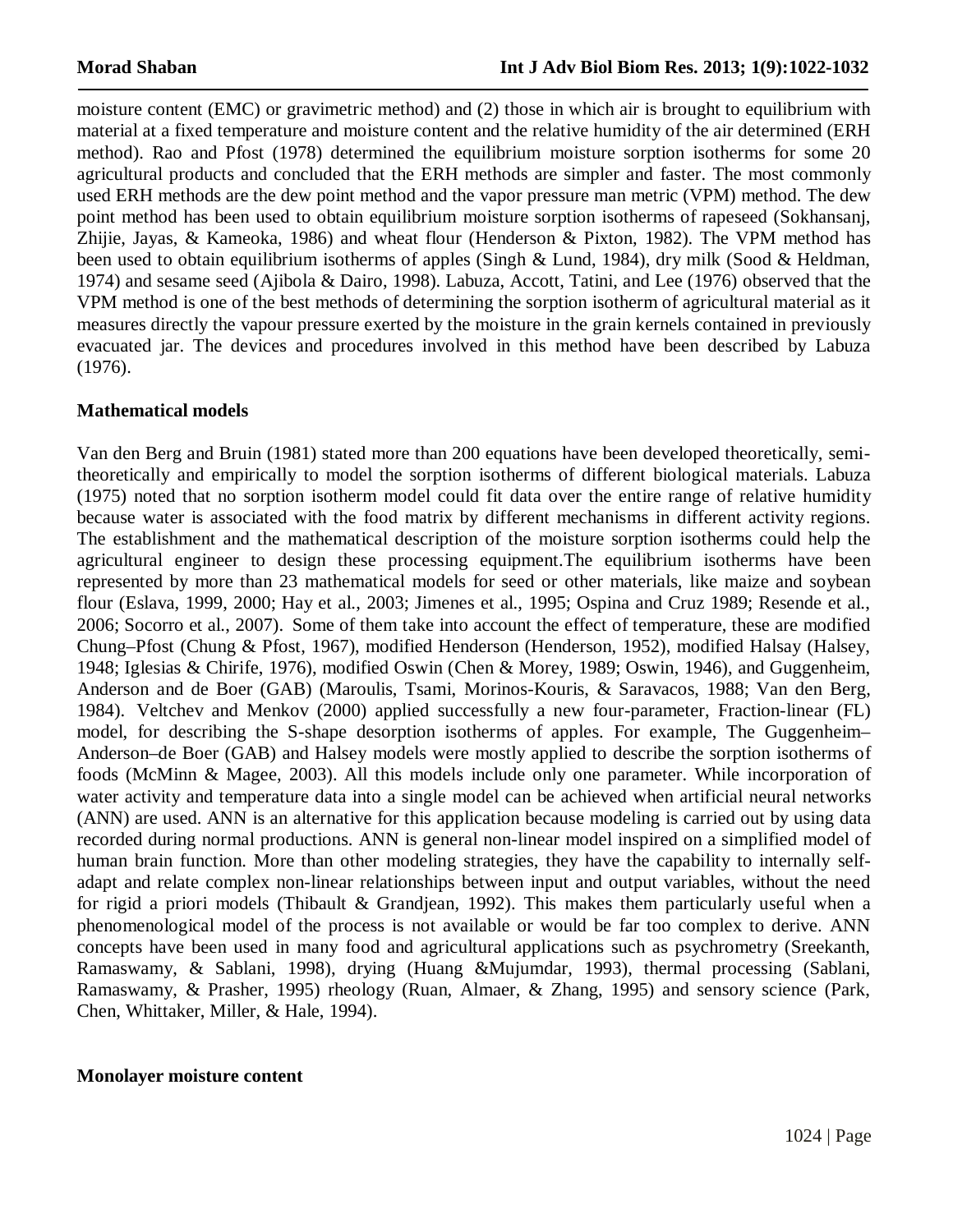moisture content (EMC) or gravimetric method) and (2) those in which air is brought to equilibrium with material at a fixed temperature and moisture content and the relative humidity of the air determined (ERH method). Rao and Pfost (1978) determined the equilibrium moisture sorption isotherms for some 20 agricultural products and concluded that the ERH methods are simpler and faster. The most commonly used ERH methods are the dew point method and the vapor pressure man metric (VPM) method. The dew point method has been used to obtain equilibrium moisture sorption isotherms of rapeseed (Sokhansanj, Zhijie, Jayas, & Kameoka, 1986) and wheat flour (Henderson & Pixton, 1982). The VPM method has been used to obtain equilibrium isotherms of apples (Singh & Lund, 1984), dry milk (Sood & Heldman, 1974) and sesame seed (Ajibola & Dairo, 1998). Labuza, Accott, Tatini, and Lee (1976) observed that the VPM method is one of the best methods of determining the sorption isotherm of agricultural material as it measures directly the vapour pressure exerted by the moisture in the grain kernels contained in previously evacuated jar. The devices and procedures involved in this method have been described by Labuza (1976).

**Mathematical models**

Van den Berg and Bruin (1981) stated more than 200 equations have been developed theoretically, semi-theoretically and empirically to model the sorption isotherms of different biological materials. Labuza (1975) noted that no sorption isotherm model could fit data over the entire range of relative humidity because water is associated with the food matrix by different mechanisms in different activity regions. The establishment and the mathematical description of the moisture sorption isotherms could help the agricultural engineer to design these processing equipment.The equilibrium isotherms have been represented by more than 23 mathematical models for seed or other materials, like maize and soybean flour (Eslava, 1999, 2000; Hay et al., 2003; Jimenes et al., 1995; Ospina and Cruz 1989; Resende et al., 2006; Socorro et al., 2007). Some of them take into account the effect of temperature, these are modified Chung–Pfost (Chung & Pfost, 1967), modified Henderson (Henderson, 1952), modified Halsay (Halsey, 1948; Iglesias & Chirife, 1976), modified Oswin (Chen & Morey, 1989; Oswin, 1946), and Guggenheim, Anderson and de Boer (GAB) (Maroulis, Tsami, Morinos-Kouris, & Saravacos, 1988; Van den Berg, 1984). Veltchev and Menkov (2000) applied successfully a new four-parameter, Fraction-linear (FL) model, for describing the S-shape desorption isotherms of apples. For example, The Guggenheim–Anderson–de Boer (GAB) and Halsey models were mostly applied to describe the sorption isotherms of foods (McMinn & Magee, 2003). All this models include only one parameter. While incorporation of water activity and temperature data into a single model can be achieved when artificial neural networks (ANN) are used. ANN is an alternative for this application because modeling is carried out by using data recorded during normal productions. ANN is general non-linear model inspired on a simplified model of human brain function. More than other modeling strategies, they have the capability to internally self-adapt and relate complex non-linear relationships between input and output variables, without the need for rigid a priori models (Thibault & Grandjean, 1992). This makes them particularly useful when a phenomenological model of the process is not available or would be far too complex to derive. ANN concepts have been used in many food and agricultural applications such as psychrometry (Sreekanth, Ramaswamy, & Sablani, 1998), drying (Huang &Mujumdar, 1993), thermal processing (Sablani, Ramaswamy, & Prasher, 1995) rheology (Ruan, Almaer, & Zhang, 1995) and sensory science (Park, Chen, Whittaker, Miller, & Hale, 1994).

**Monolayer moisture content**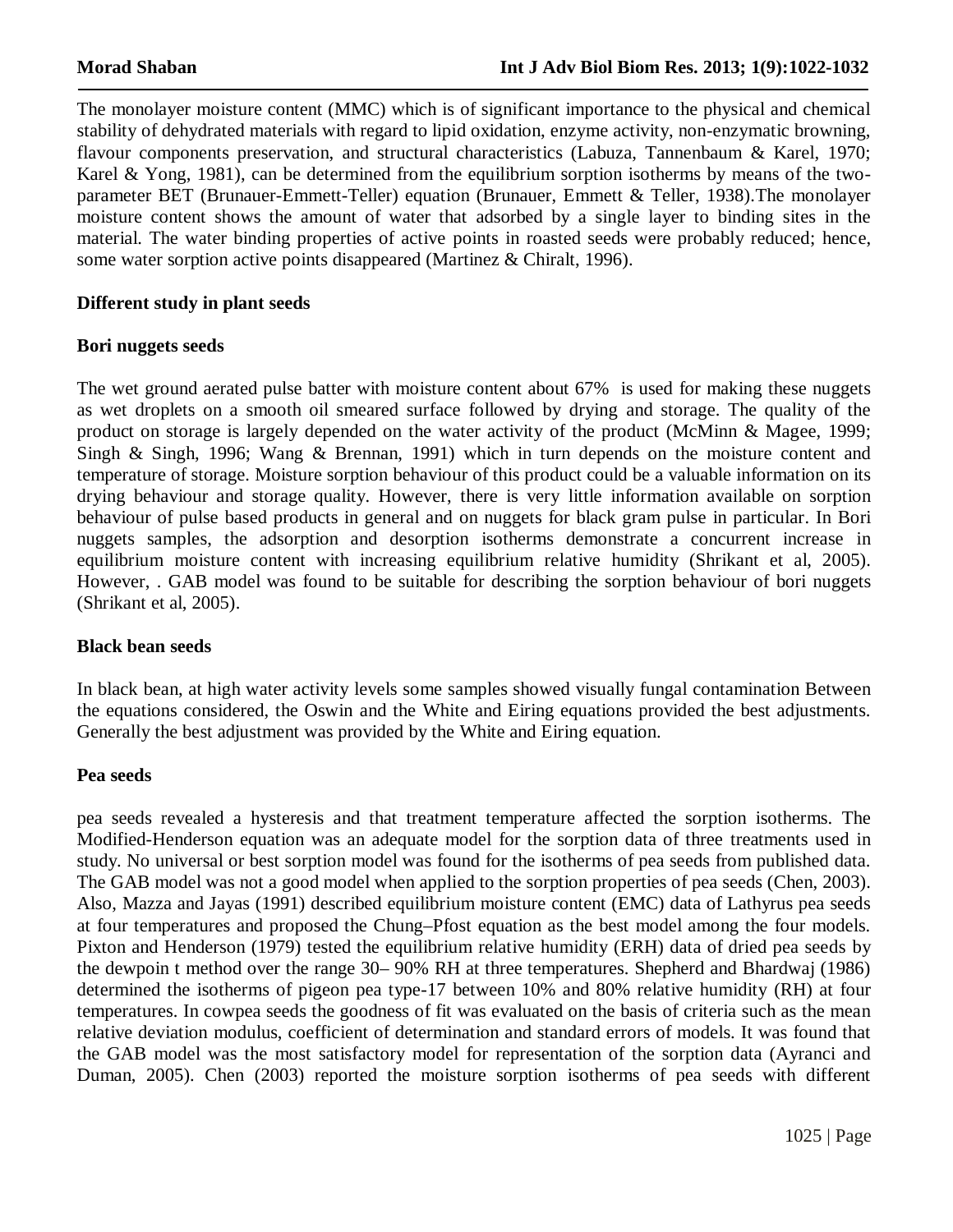The monolayer moisture content (MMC) which is of significant importance to the physical and chemical stability of dehydrated materials with regard to lipid oxidation, enzyme activity, non-enzymatic browning, flavour components preservation, and structural characteristics (Labuza, Tannenbaum & Karel, 1970; Karel & Yong, 1981), can be determined from the equilibrium sorption isotherms by means of the two-parameter BET (Brunauer-Emmett-Teller) equation (Brunauer, Emmett & Teller, 1938).The monolayer moisture content shows the amount of water that adsorbed by a single layer to binding sites in the material. The water binding properties of active points in roasted seeds were probably reduced; hence, some water sorption active points disappeared (Martinez & Chiralt, 1996).

**Different study in plant seeds**

**Bori nuggets seeds**

The wet ground aerated pulse batter with moisture content about 67% is used for making these nuggets as wet droplets on a smooth oil smeared surface followed by drying and storage. The quality of the product on storage is largely depended on the water activity of the product (McMinn & Magee, 1999; Singh & Singh, 1996; Wang & Brennan, 1991) which in turn depends on the moisture content and temperature of storage. Moisture sorption behaviour of this product could be a valuable information on its drying behaviour and storage quality. However, there is very little information available on sorption behaviour of pulse based products in general and on nuggets for black gram pulse in particular. In Bori nuggets samples, the adsorption and desorption isotherms demonstrate a concurrent increase in equilibrium moisture content with increasing equilibrium relative humidity (Shrikant et al, 2005). However, . GAB model was found to be suitable for describing the sorption behaviour of bori nuggets (Shrikant et al, 2005).

**Black bean seeds**

In black bean, at high water activity levels some samples showed visually fungal contamination Between the equations considered, the Oswin and the White and Eiring equations provided the best adjustments. Generally the best adjustment was provided by the White and Eiring equation.

**Pea seeds**

pea seeds revealed a hysteresis and that treatment temperature affected the sorption isotherms. The Modified-Henderson equation was an adequate model for the sorption data of three treatments used in study. No universal or best sorption model was found for the isotherms of pea seeds from published data. The GAB model was not a good model when applied to the sorption properties of pea seeds (Chen, 2003). Also, Mazza and Jayas (1991) described equilibrium moisture content (EMC) data of Lathyrus pea seeds at four temperatures and proposed the Chung–Pfost equation as the best model among the four models. Pixton and Henderson (1979) tested the equilibrium relative humidity (ERH) data of dried pea seeds by the dewpoin t method over the range 30– 90% RH at three temperatures. Shepherd and Bhardwaj (1986) determined the isotherms of pigeon pea type-17 between 10% and 80% relative humidity (RH) at four temperatures. In cowpea seeds the goodness of fit was evaluated on the basis of criteria such as the mean relative deviation modulus, coefficient of determination and standard errors of models. It was found that the GAB model was the most satisfactory model for representation of the sorption data (Ayranci and Duman, 2005). Chen (2003) reported the moisture sorption isotherms of pea seeds with different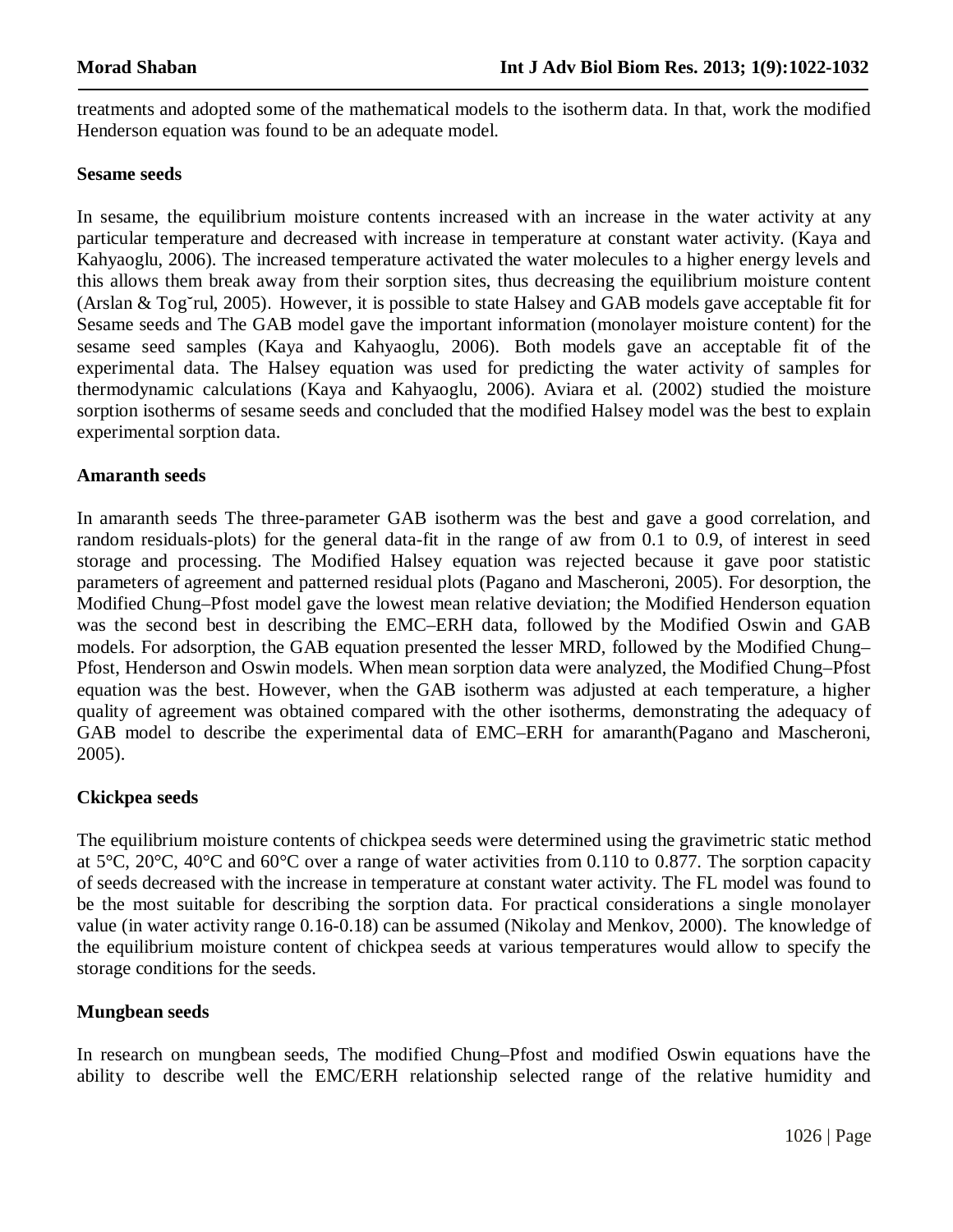treatments and adopted some of the mathematical models to the isotherm data. In that, work the modified Henderson equation was found to be an adequate model.

**Sesame seeds**

In sesame, the equilibrium moisture contents increased with an increase in the water activity at any particular temperature and decreased with increase in temperature at constant water activity. (Kaya and Kahyaoglu, 2006). The increased temperature activated the water molecules to a higher energy levels and this allows them break away from their sorption sites, thus decreasing the equilibrium moisture content (Arslan & Togˇrul, 2005). However, it is possible to state Halsey and GAB models gave acceptable fit for Sesame seeds and The GAB model gave the important information (monolayer moisture content) for the sesame seed samples (Kaya and Kahyaoglu, 2006). Both models gave an acceptable fit of the experimental data. The Halsey equation was used for predicting the water activity of samples for thermodynamic calculations (Kaya and Kahyaoglu, 2006). Aviara et al. (2002) studied the moisture sorption isotherms of sesame seeds and concluded that the modified Halsey model was the best to explain experimental sorption data.

**Amaranth seeds**

In amaranth seeds The three-parameter GAB isotherm was the best and gave a good correlation, and random residuals-plots) for the general data-fit in the range of aw from 0.1 to 0.9, of interest in seed storage and processing. The Modified Halsey equation was rejected because it gave poor statistic parameters of agreement and patterned residual plots (Pagano and Mascheroni, 2005). For desorption, the Modified Chung–Pfost model gave the lowest mean relative deviation; the Modified Henderson equation was the second best in describing the EMC–ERH data, followed by the Modified Oswin and GAB models. For adsorption, the GAB equation presented the lesser MRD, followed by the Modified Chung–Pfost, Henderson and Oswin models. When mean sorption data were analyzed, the Modified Chung–Pfost equation was the best. However, when the GAB isotherm was adjusted at each temperature, a higher quality of agreement was obtained compared with the other isotherms, demonstrating the adequacy of GAB model to describe the experimental data of EMC–ERH for amaranth(Pagano and Mascheroni, 2005).

**Ckickpea seeds**

The equilibrium moisture contents of chickpea seeds were determined using the gravimetric static method at 5°C, 20°C, 40°C and 60°C over a range of water activities from 0.110 to 0.877. The sorption capacity of seeds decreased with the increase in temperature at constant water activity. The FL model was found to be the most suitable for describing the sorption data. For practical considerations a single monolayer value (in water activity range 0.16-0.18) can be assumed (Nikolay and Menkov, 2000). The knowledge of the equilibrium moisture content of chickpea seeds at various temperatures would allow to specify the storage conditions for the seeds.

**Mungbean seeds**

In research on mungbean seeds, The modified Chung–Pfost and modified Oswin equations have the ability to describe well the EMC/ERH relationship selected range of the relative humidity and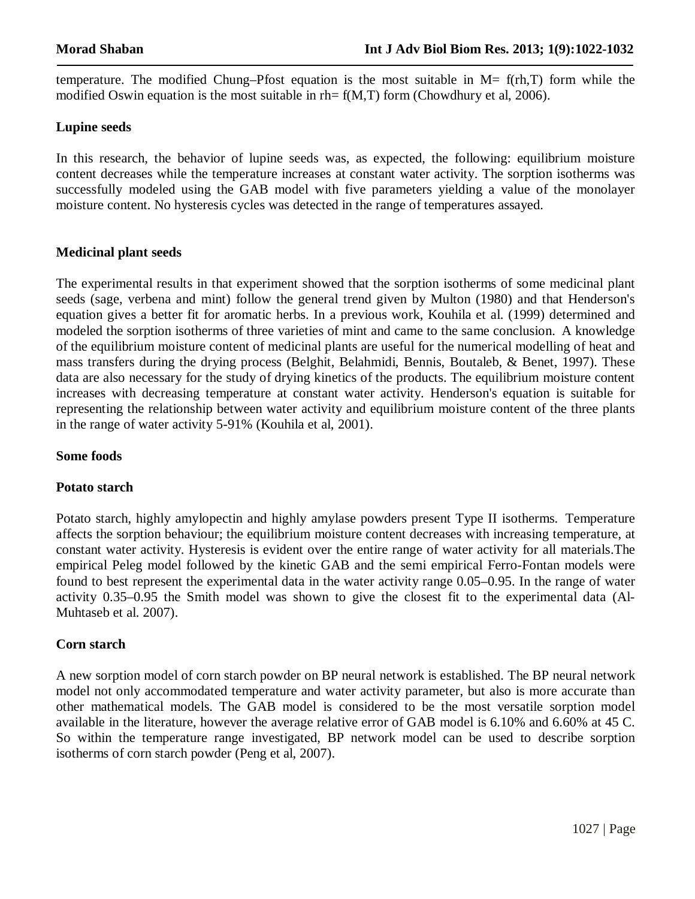temperature. The modified Chung–Pfost equation is the most suitable in M= f(rh,T) form while the modified Oswin equation is the most suitable in rh= f(M,T) form (Chowdhury et al, 2006).

**Lupine seeds**

In this research, the behavior of lupine seeds was, as expected, the following: equilibrium moisture content decreases while the temperature increases at constant water activity. The sorption isotherms was successfully modeled using the GAB model with five parameters yielding a value of the monolayer moisture content. No hysteresis cycles was detected in the range of temperatures assayed.

**Medicinal plant seeds**

The experimental results in that experiment showed that the sorption isotherms of some medicinal plant seeds (sage, verbena and mint) follow the general trend given by Multon (1980) and that Henderson's equation gives a better fit for aromatic herbs. In a previous work, Kouhila et al. (1999) determined and modeled the sorption isotherms of three varieties of mint and came to the same conclusion. A knowledge of the equilibrium moisture content of medicinal plants are useful for the numerical modelling of heat and mass transfers during the drying process (Belghit, Belahmidi, Bennis, Boutaleb, & Benet, 1997). These data are also necessary for the study of drying kinetics of the products. The equilibrium moisture content increases with decreasing temperature at constant water activity. Henderson's equation is suitable for representing the relationship between water activity and equilibrium moisture content of the three plants in the range of water activity 5-91% (Kouhila et al, 2001).

**Some foods**

**Potato starch**

Potato starch, highly amylopectin and highly amylase powders present Type II isotherms. Temperature affects the sorption behaviour; the equilibrium moisture content decreases with increasing temperature, at constant water activity. Hysteresis is evident over the entire range of water activity for all materials.The empirical Peleg model followed by the kinetic GAB and the semi empirical Ferro-Fontan models were found to best represent the experimental data in the water activity range 0.05–0.95. In the range of water activity 0.35–0.95 the Smith model was shown to give the closest fit to the experimental data (Al-Muhtaseb et al. 2007).

**Corn starch**

A new sorption model of corn starch powder on BP neural network is established. The BP neural network model not only accommodated temperature and water activity parameter, but also is more accurate than other mathematical models. The GAB model is considered to be the most versatile sorption model available in the literature, however the average relative error of GAB model is 6.10% and 6.60% at 45 C. So within the temperature range investigated, BP network model can be used to describe sorption isotherms of corn starch powder (Peng et al, 2007).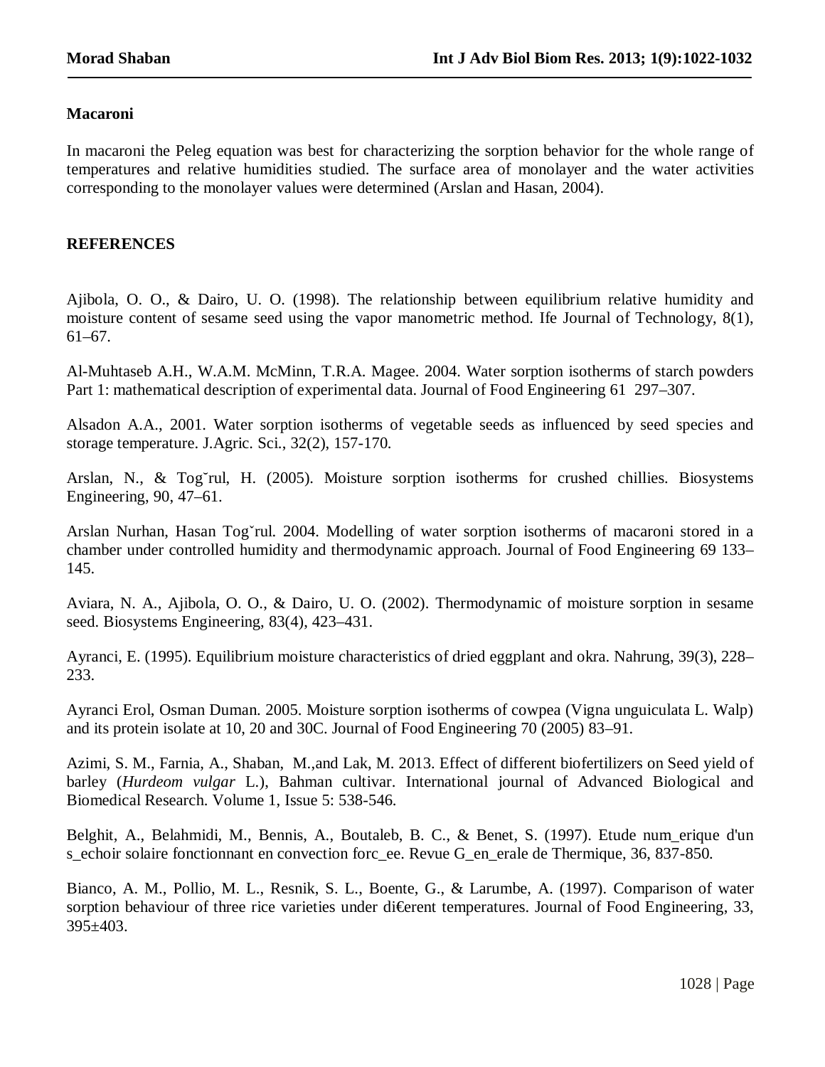**Macaroni**

In macaroni the Peleg equation was best for characterizing the sorption behavior for the whole range of temperatures and relative humidities studied. The surface area of monolayer and the water activities corresponding to the monolayer values were determined (Arslan and Hasan, 2004).

## REFERENCES

Ajibola, O. O., & Dairo, U. O. (1998). The relationship between equilibrium relative humidity and moisture content of sesame seed using the vapor manometric method. Ife Journal of Technology, 8(1), 61–67.

Al-Muhtaseb A.H., W.A.M. McMinn, T.R.A. Magee. 2004. Water sorption isotherms of starch powders Part 1: mathematical description of experimental data. Journal of Food Engineering 61 297–307.

Alsadon A.A., 2001. Water sorption isotherms of vegetable seeds as influenced by seed species and storage temperature. J.Agric. Sci., 32(2), 157-170.

Arslan, N., & Togˇrul, H. (2005). Moisture sorption isotherms for crushed chillies. Biosystems Engineering, 90, 47–61.

Arslan Nurhan, Hasan Togˇrul. 2004. Modelling of water sorption isotherms of macaroni stored in a chamber under controlled humidity and thermodynamic approach. Journal of Food Engineering 69 133–145.

Aviara, N. A., Ajibola, O. O., & Dairo, U. O. (2002). Thermodynamic of moisture sorption in sesame seed. Biosystems Engineering, 83(4), 423–431.

Ayranci, E. (1995). Equilibrium moisture characteristics of dried eggplant and okra. Nahrung, 39(3), 228–233.

Ayranci Erol, Osman Duman. 2005. Moisture sorption isotherms of cowpea (Vigna unguiculata L. Walp) and its protein isolate at 10, 20 and 30C. Journal of Food Engineering 70 (2005) 83–91.

Azimi, S. M., Farnia, A., Shaban, M.,and Lak, M. 2013. Effect of different biofertilizers on Seed yield of barley (*Hurdeom vulgar* L.), Bahman cultivar. International journal of Advanced Biological and Biomedical Research. Volume 1, Issue 5: 538-546.

Belghit, A., Belahmidi, M., Bennis, A., Boutaleb, B. C., & Benet, S. (1997). Etude num_erique d'un s_echoir solaire fonctionnant en convection forc_ee. Revue G_en_erale de Thermique, 36, 837-850.

Bianco, A. M., Pollio, M. L., Resnik, S. L., Boente, G., & Larumbe, A. (1997). Comparison of water sorption behaviour of three rice varieties under di€erent temperatures. Journal of Food Engineering, 33, 395±403.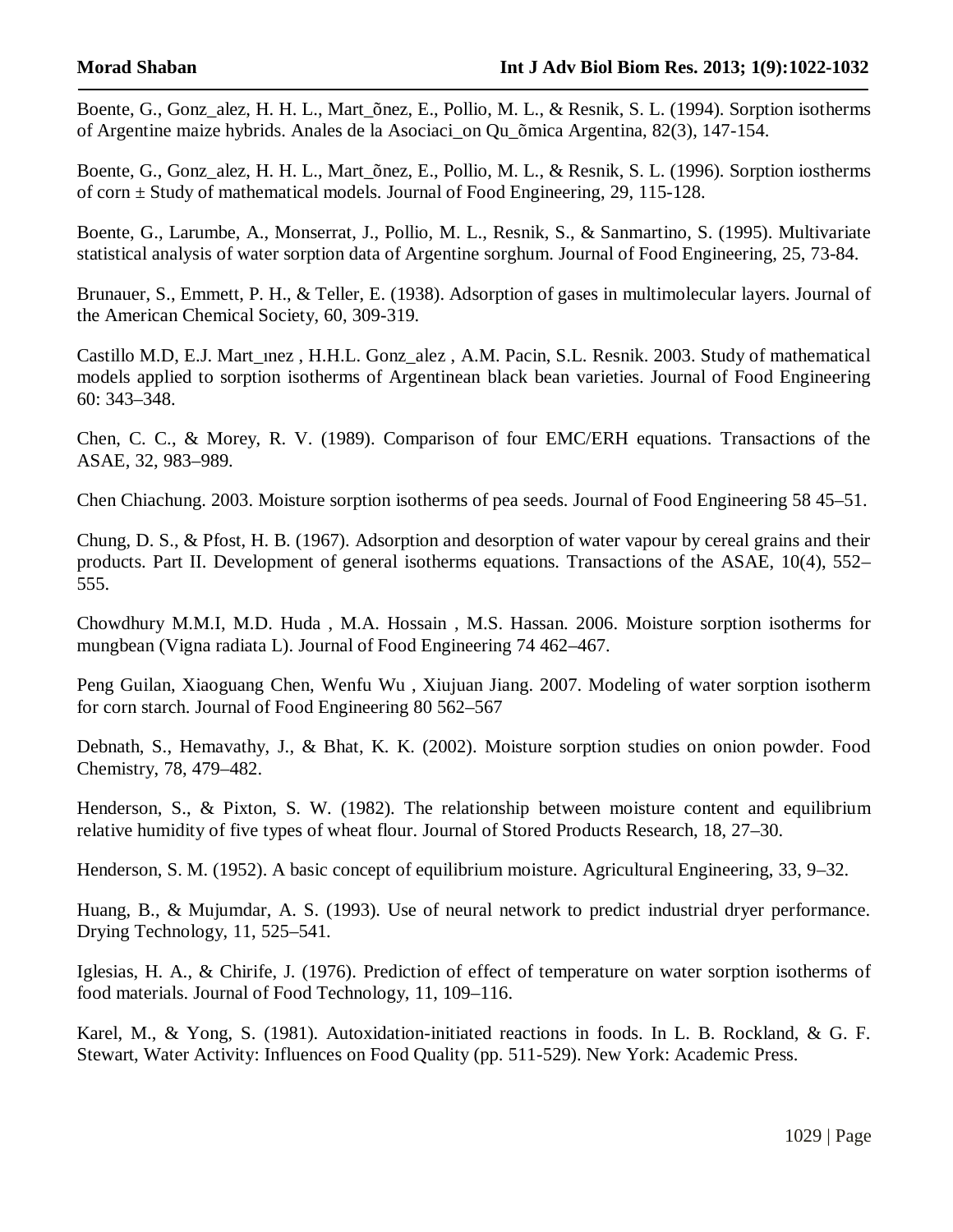Boente, G., Gonz_alez, H. H. L., Mart_õnez, E., Pollio, M. L., & Resnik, S. L. (1994). Sorption isotherms of Argentine maize hybrids. Anales de la Asociaci_on Qu_õmica Argentina, 82(3), 147-154.

Boente, G., Gonz_alez, H. H. L., Mart_õnez, E., Pollio, M. L., & Resnik, S. L. (1996). Sorption iostherms of corn ± Study of mathematical models. Journal of Food Engineering, 29, 115-128.

Boente, G., Larumbe, A., Monserrat, J., Pollio, M. L., Resnik, S., & Sanmartino, S. (1995). Multivariate statistical analysis of water sorption data of Argentine sorghum. Journal of Food Engineering, 25, 73-84.

Brunauer, S., Emmett, P. H., & Teller, E. (1938). Adsorption of gases in multimolecular layers. Journal of the American Chemical Society, 60, 309-319.

Castillo M.D, E.J. Mart_ınez , H.H.L. Gonz_alez , A.M. Pacin, S.L. Resnik. 2003. Study of mathematical models applied to sorption isotherms of Argentinean black bean varieties. Journal of Food Engineering 60: 343–348.

Chen, C. C., & Morey, R. V. (1989). Comparison of four EMC/ERH equations. Transactions of the ASAE, 32, 983–989.

Chen Chiachung. 2003. Moisture sorption isotherms of pea seeds. Journal of Food Engineering 58 45–51.

Chung, D. S., & Pfost, H. B. (1967). Adsorption and desorption of water vapour by cereal grains and their products. Part II. Development of general isotherms equations. Transactions of the ASAE, 10(4), 552–555.

Chowdhury M.M.I, M.D. Huda , M.A. Hossain , M.S. Hassan. 2006. Moisture sorption isotherms for mungbean (Vigna radiata L). Journal of Food Engineering 74 462–467.

Peng Guilan, Xiaoguang Chen, Wenfu Wu , Xiujuan Jiang. 2007. Modeling of water sorption isotherm for corn starch. Journal of Food Engineering 80 562–567

Debnath, S., Hemavathy, J., & Bhat, K. K. (2002). Moisture sorption studies on onion powder. Food Chemistry, 78, 479–482.

Henderson, S., & Pixton, S. W. (1982). The relationship between moisture content and equilibrium relative humidity of five types of wheat flour. Journal of Stored Products Research, 18, 27–30.

Henderson, S. M. (1952). A basic concept of equilibrium moisture. Agricultural Engineering, 33, 9–32.

Huang, B., & Mujumdar, A. S. (1993). Use of neural network to predict industrial dryer performance. Drying Technology, 11, 525–541.

Iglesias, H. A., & Chirife, J. (1976). Prediction of effect of temperature on water sorption isotherms of food materials. Journal of Food Technology, 11, 109–116.

Karel, M., & Yong, S. (1981). Autoxidation-initiated reactions in foods. In L. B. Rockland, & G. F. Stewart, Water Activity: Influences on Food Quality (pp. 511-529). New York: Academic Press.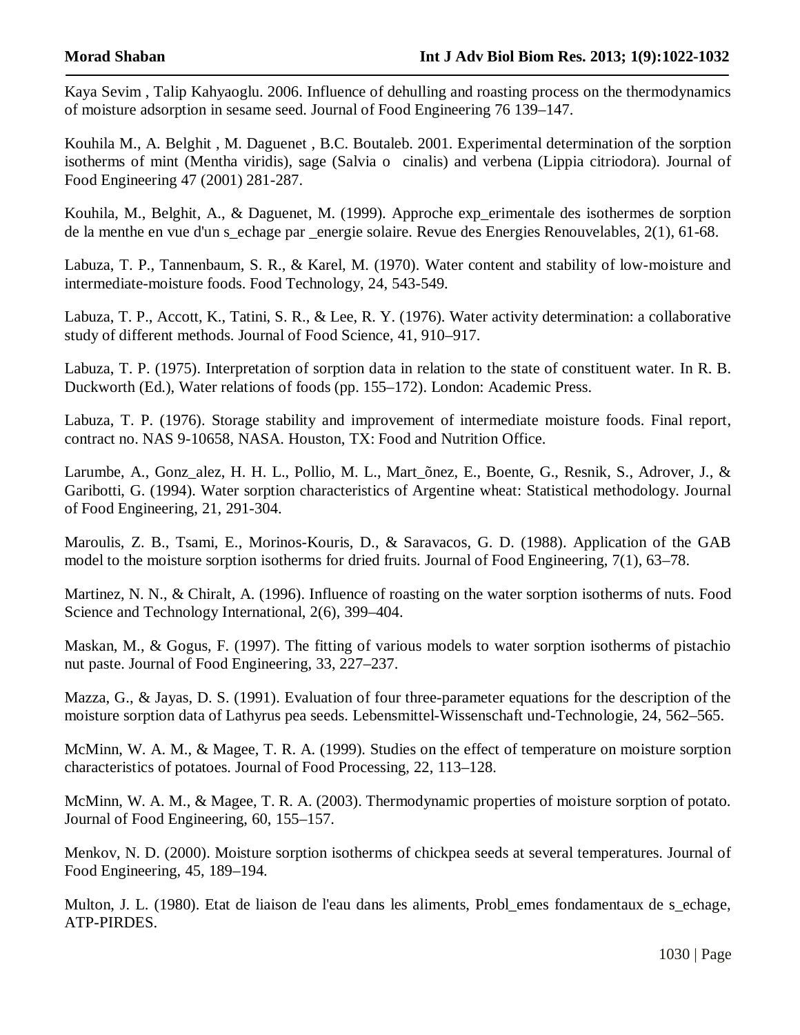Kaya Sevim , Talip Kahyaoglu. 2006. Influence of dehulling and roasting process on the thermodynamics of moisture adsorption in sesame seed. Journal of Food Engineering 76 139–147.

Kouhila M., A. Belghit , M. Daguenet , B.C. Boutaleb. 2001. Experimental determination of the sorption isotherms of mint (Mentha viridis), sage (Salvia o  cinalis) and verbena (Lippia citriodora). Journal of Food Engineering 47 (2001) 281-287.

Kouhila, M., Belghit, A., & Daguenet, M. (1999). Approche exp_erimentale des isothermes de sorption de la menthe en vue d'un s_echage par _energie solaire. Revue des Energies Renouvelables, 2(1), 61-68.

Labuza, T. P., Tannenbaum, S. R., & Karel, M. (1970). Water content and stability of low-moisture and intermediate-moisture foods. Food Technology, 24, 543-549.

Labuza, T. P., Accott, K., Tatini, S. R., & Lee, R. Y. (1976). Water activity determination: a collaborative study of different methods. Journal of Food Science, 41, 910–917.

Labuza, T. P. (1975). Interpretation of sorption data in relation to the state of constituent water. In R. B. Duckworth (Ed.), Water relations of foods (pp. 155–172). London: Academic Press.

Labuza, T. P. (1976). Storage stability and improvement of intermediate moisture foods. Final report, contract no. NAS 9-10658, NASA. Houston, TX: Food and Nutrition Office.

Larumbe, A., Gonz_alez, H. H. L., Pollio, M. L., Mart_õnez, E., Boente, G., Resnik, S., Adrover, J., & Garibotti, G. (1994). Water sorption characteristics of Argentine wheat: Statistical methodology. Journal of Food Engineering, 21, 291-304.

Maroulis, Z. B., Tsami, E., Morinos-Kouris, D., & Saravacos, G. D. (1988). Application of the GAB model to the moisture sorption isotherms for dried fruits. Journal of Food Engineering, 7(1), 63–78.

Martinez, N. N., & Chiralt, A. (1996). Influence of roasting on the water sorption isotherms of nuts. Food Science and Technology International, 2(6), 399–404.

Maskan, M., & Gogus, F. (1997). The fitting of various models to water sorption isotherms of pistachio nut paste. Journal of Food Engineering, 33, 227–237.

Mazza, G., & Jayas, D. S. (1991). Evaluation of four three-parameter equations for the description of the moisture sorption data of Lathyrus pea seeds. Lebensmittel-Wissenschaft und-Technologie, 24, 562–565.

McMinn, W. A. M., & Magee, T. R. A. (1999). Studies on the effect of temperature on moisture sorption characteristics of potatoes. Journal of Food Processing, 22, 113–128.

McMinn, W. A. M., & Magee, T. R. A. (2003). Thermodynamic properties of moisture sorption of potato. Journal of Food Engineering, 60, 155–157.

Menkov, N. D. (2000). Moisture sorption isotherms of chickpea seeds at several temperatures. Journal of Food Engineering, 45, 189–194.

Multon, J. L. (1980). Etat de liaison de l'eau dans les aliments, Probl_emes fondamentaux de s_echage, ATP-PIRDES.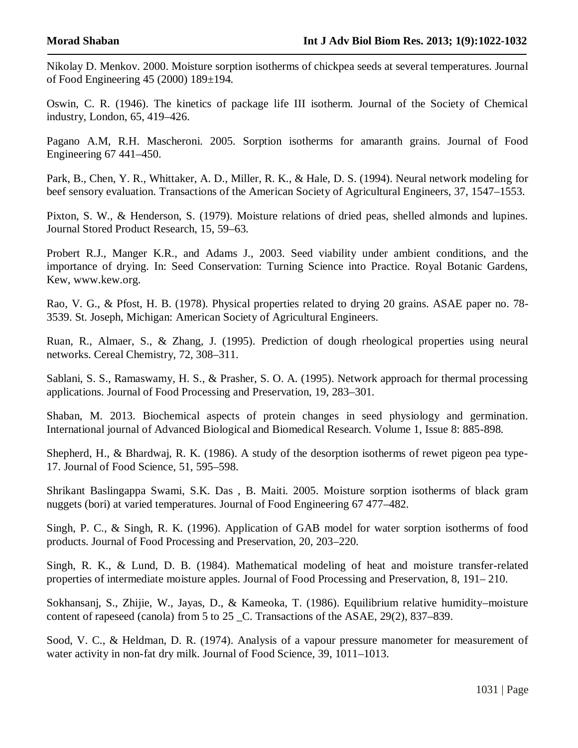Nikolay D. Menkov. 2000. Moisture sorption isotherms of chickpea seeds at several temperatures. Journal of Food Engineering 45 (2000) 189±194.

Oswin, C. R. (1946). The kinetics of package life III isotherm. Journal of the Society of Chemical industry, London, 65, 419–426.

Pagano A.M, R.H. Mascheroni. 2005. Sorption isotherms for amaranth grains. Journal of Food Engineering 67 441–450.

Park, B., Chen, Y. R., Whittaker, A. D., Miller, R. K., & Hale, D. S. (1994). Neural network modeling for beef sensory evaluation. Transactions of the American Society of Agricultural Engineers, 37, 1547–1553.

Pixton, S. W., & Henderson, S. (1979). Moisture relations of dried peas, shelled almonds and lupines. Journal Stored Product Research, 15, 59–63.

Probert R.J., Manger K.R., and Adams J., 2003. Seed viability under ambient conditions, and the importance of drying. In: Seed Conservation: Turning Science into Practice. Royal Botanic Gardens, Kew, www.kew.org.

Rao, V. G., & Pfost, H. B. (1978). Physical properties related to drying 20 grains. ASAE paper no. 78-3539. St. Joseph, Michigan: American Society of Agricultural Engineers.

Ruan, R., Almaer, S., & Zhang, J. (1995). Prediction of dough rheological properties using neural networks. Cereal Chemistry, 72, 308–311.

Sablani, S. S., Ramaswamy, H. S., & Prasher, S. O. A. (1995). Network approach for thermal processing applications. Journal of Food Processing and Preservation, 19, 283–301.

Shaban, M. 2013. Biochemical aspects of protein changes in seed physiology and germination. International journal of Advanced Biological and Biomedical Research. Volume 1, Issue 8: 885-898.

Shepherd, H., & Bhardwaj, R. K. (1986). A study of the desorption isotherms of rewet pigeon pea type-17. Journal of Food Science, 51, 595–598.

Shrikant Baslingappa Swami, S.K. Das , B. Maiti. 2005. Moisture sorption isotherms of black gram nuggets (bori) at varied temperatures. Journal of Food Engineering 67 477–482.

Singh, P. C., & Singh, R. K. (1996). Application of GAB model for water sorption isotherms of food products. Journal of Food Processing and Preservation, 20, 203–220.

Singh, R. K., & Lund, D. B. (1984). Mathematical modeling of heat and moisture transfer-related properties of intermediate moisture apples. Journal of Food Processing and Preservation, 8, 191– 210.

Sokhansanj, S., Zhijie, W., Jayas, D., & Kameoka, T. (1986). Equilibrium relative humidity–moisture content of rapeseed (canola) from 5 to 25 _C. Transactions of the ASAE, 29(2), 837–839.

Sood, V. C., & Heldman, D. R. (1974). Analysis of a vapour pressure manometer for measurement of water activity in non-fat dry milk. Journal of Food Science, 39, 1011–1013.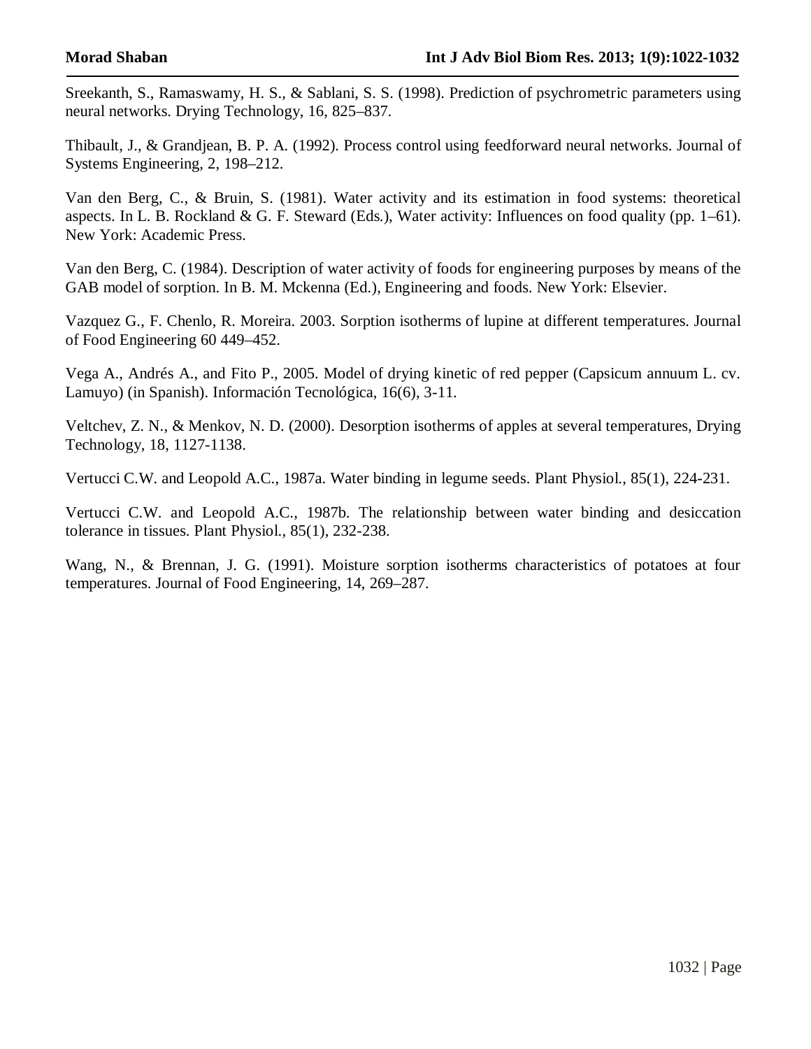Sreekanth, S., Ramaswamy, H. S., & Sablani, S. S. (1998). Prediction of psychrometric parameters using neural networks. Drying Technology, 16, 825–837.

Thibault, J., & Grandjean, B. P. A. (1992). Process control using feedforward neural networks. Journal of Systems Engineering, 2, 198–212.

Van den Berg, C., & Bruin, S. (1981). Water activity and its estimation in food systems: theoretical aspects. In L. B. Rockland & G. F. Steward (Eds.), Water activity: Influences on food quality (pp. 1–61). New York: Academic Press.

Van den Berg, C. (1984). Description of water activity of foods for engineering purposes by means of the GAB model of sorption. In B. M. Mckenna (Ed.), Engineering and foods. New York: Elsevier.

Vazquez G., F. Chenlo, R. Moreira. 2003. Sorption isotherms of lupine at different temperatures. Journal of Food Engineering 60 449–452.

Vega A., Andrés A., and Fito P., 2005. Model of drying kinetic of red pepper (Capsicum annuum L. cv. Lamuyo) (in Spanish). Información Tecnológica, 16(6), 3-11.

Veltchev, Z. N., & Menkov, N. D. (2000). Desorption isotherms of apples at several temperatures, Drying Technology, 18, 1127-1138.

Vertucci C.W. and Leopold A.C., 1987a. Water binding in legume seeds. Plant Physiol., 85(1), 224-231.

Vertucci C.W. and Leopold A.C., 1987b. The relationship between water binding and desiccation tolerance in tissues. Plant Physiol., 85(1), 232-238.

Wang, N., & Brennan, J. G. (1991). Moisture sorption isotherms characteristics of potatoes at four temperatures. Journal of Food Engineering, 14, 269–287.